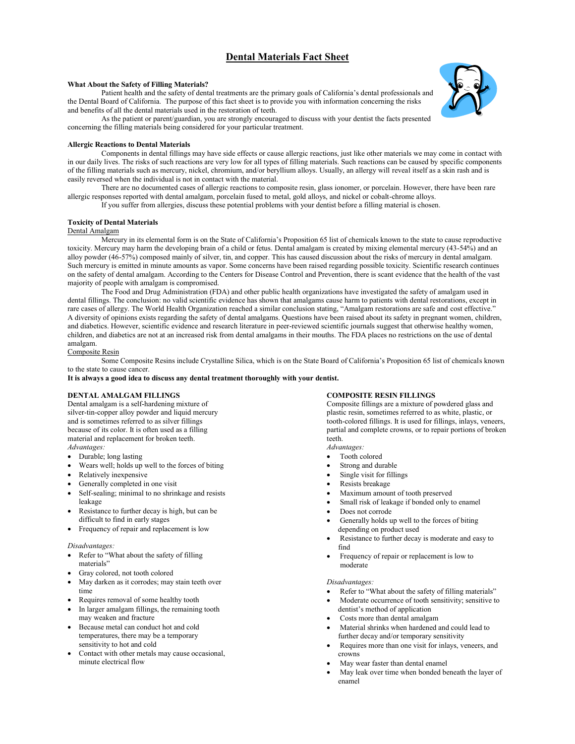# Dental Materials Fact Sheet

**What About the Safety of Filling Materials?**

Patient health and the safety of dental treatments are the primary goals of California's dental professionals and the Dental Board of California. The purpose of this fact sheet is to provide you with information concerning the risks and benefits of all the dental materials used in the restoration of teeth.

As the patient or parent/guardian, you are strongly encouraged to discuss with your dentist the facts presented concerning the filling materials being considered for your particular treatment.

**Allergic Reactions to Dental Materials**

Components in dental fillings may have side effects or cause allergic reactions, just like other materials we may come in contact with in our daily lives. The risks of such reactions are very low for all types of filling materials. Such reactions can be caused by specific components of the filling materials such as mercury, nickel, chromium, and/or beryllium alloys. Usually, an allergy will reveal itself as a skin rash and is easily reversed when the individual is not in contact with the material.

There are no documented cases of allergic reactions to composite resin, glass ionomer, or porcelain. However, there have been rare allergic responses reported with dental amalgam, porcelain fused to metal, gold alloys, and nickel or cobalt-chrome alloys.

If you suffer from allergies, discuss these potential problems with your dentist before a filling material is chosen.

**Toxicity of Dental Materials**

Dental Amalgam

Mercury in its elemental form is on the State of California's Proposition 65 list of chemicals known to the state to cause reproductive toxicity. Mercury may harm the developing brain of a child or fetus. Dental amalgam is created by mixing elemental mercury (43-54%) and an alloy powder (46-57%) composed mainly of silver, tin, and copper. This has caused discussion about the risks of mercury in dental amalgam. Such mercury is emitted in minute amounts as vapor. Some concerns have been raised regarding possible toxicity. Scientific research continues on the safety of dental amalgam. According to the Centers for Disease Control and Prevention, there is scant evidence that the health of the vast majority of people with amalgam is compromised.

The Food and Drug Administration (FDA) and other public health organizations have investigated the safety of amalgam used in dental fillings. The conclusion: no valid scientific evidence has shown that amalgams cause harm to patients with dental restorations, except in rare cases of allergy. The World Health Organization reached a similar conclusion stating, "Amalgam restorations are safe and cost effective." A diversity of opinions exists regarding the safety of dental amalgams. Questions have been raised about its safety in pregnant women, children, and diabetics. However, scientific evidence and research literature in peer-reviewed scientific journals suggest that otherwise healthy women, children, and diabetics are not at an increased risk from dental amalgams in their mouths. The FDA places no restrictions on the use of dental amalgam.

Composite Resin

Some Composite Resins include Crystalline Silica, which is on the State Board of California's Proposition 65 list of chemicals known to the state to cause cancer.

**It is always a good idea to discuss any dental treatment thoroughly with your dentist.**

**DENTAL AMALGAM FILLINGS**

Dental amalgam is a self-hardening mixture of silver-tin-copper alloy powder and liquid mercury and is sometimes referred to as silver fillings because of its color. It is often used as a filling material and replacement for broken teeth.

*Advantages:*

- Durable; long lasting
- Wears well; holds up well to the forces of biting
- Relatively inexpensive
- Generally completed in one visit
- Self-sealing; minimal to no shrinkage and resists leakage
- Resistance to further decay is high, but can be difficult to find in early stages
- Frequency of repair and replacement is low

*Disadvantages:*

- Refer to "What about the safety of filling materials"
- Gray colored, not tooth colored
- May darken as it corrodes; may stain teeth over time
- Requires removal of some healthy tooth
- In larger amalgam fillings, the remaining tooth may weaken and fracture
- Because metal can conduct hot and cold temperatures, there may be a temporary sensitivity to hot and cold
- Contact with other metals may cause occasional, minute electrical flow

**COMPOSITE RESIN FILLINGS**

Composite fillings are a mixture of powdered glass and plastic resin, sometimes referred to as white, plastic, or tooth-colored fillings. It is used for fillings, inlays, veneers, partial and complete crowns, or to repair portions of broken teeth.

*Advantages:*

- Tooth colored
- Strong and durable
- Single visit for fillings
- Resists breakage
- Maximum amount of tooth preserved
- Small risk of leakage if bonded only to enamel
- Does not corrode
- Generally holds up well to the forces of biting depending on product used
- Resistance to further decay is moderate and easy to find
- Frequency of repair or replacement is low to moderate

*Disadvantages:*

- Refer to "What about the safety of filling materials"
- Moderate occurrence of tooth sensitivity; sensitive to dentist's method of application
- Costs more than dental amalgam
- Material shrinks when hardened and could lead to further decay and/or temporary sensitivity
- Requires more than one visit for inlays, veneers, and crowns
- May wear faster than dental enamel
- May leak over time when bonded beneath the layer of enamel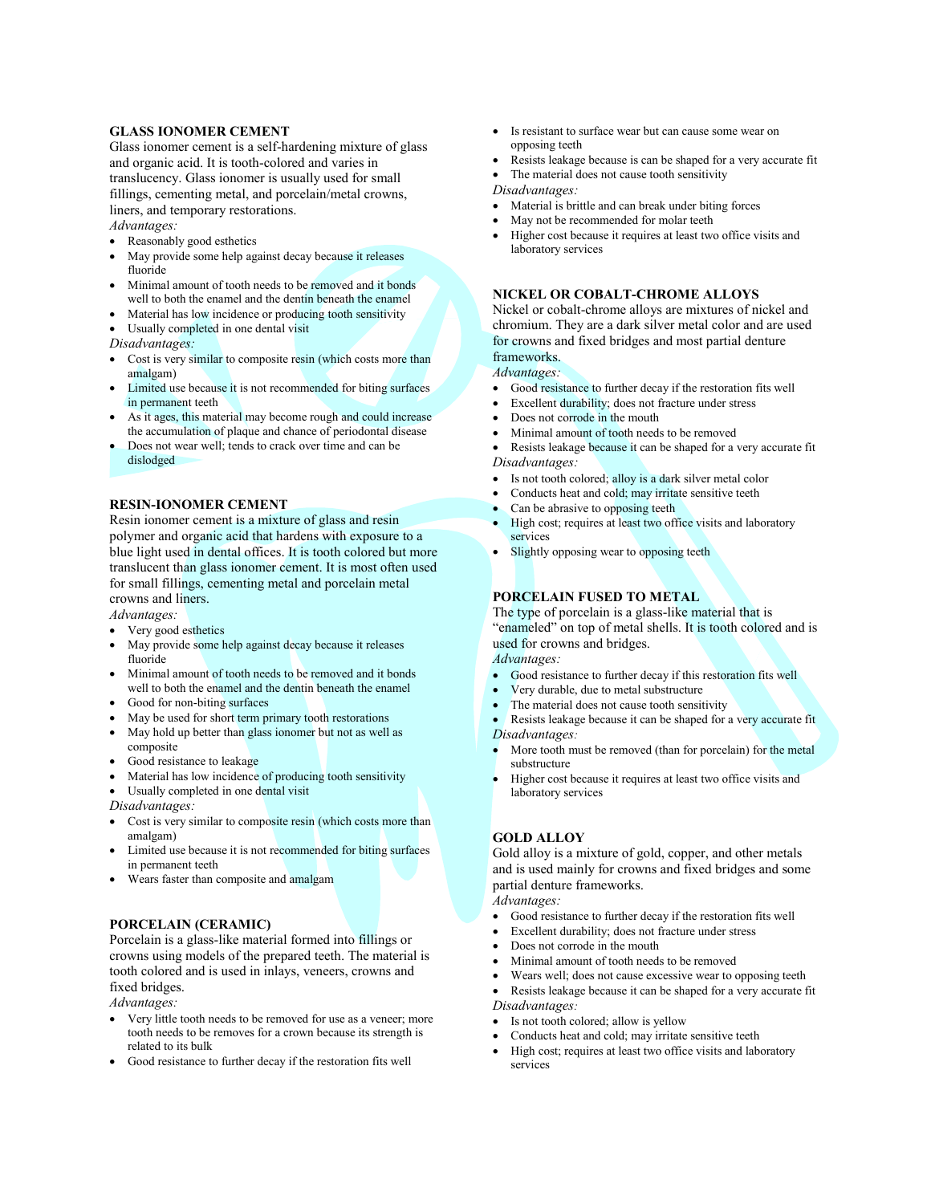### GLASS IONOMER CEMENT

Glass ionomer cement is a self-hardening mixture of glass and organic acid. It is tooth-colored and varies in translucency. Glass ionomer is usually used for small fillings, cementing metal, and porcelain/metal crowns, liners, and temporary restorations.

*Advantages:*

- Reasonably good esthetics
- May provide some help against decay because it releases fluoride
- Minimal amount of tooth needs to be removed and it bonds well to both the enamel and the dentin beneath the enamel
- Material has low incidence or producing tooth sensitivity
- Usually completed in one dental visit

*Disadvantages:*

- Cost is very similar to composite resin (which costs more than amalgam)
- Limited use because it is not recommended for biting surfaces in permanent teeth
- As it ages, this material may become rough and could increase the accumulation of plaque and chance of periodontal disease
- Does not wear well; tends to crack over time and can be dislodged

### RESIN-IONOMER CEMENT

Resin ionomer cement is a mixture of glass and resin polymer and organic acid that hardens with exposure to a blue light used in dental offices. It is tooth colored but more translucent than glass ionomer cement. It is most often used for small fillings, cementing metal and porcelain metal crowns and liners.

*Advantages:*

- Very good esthetics
- May provide some help against decay because it releases fluoride
- Minimal amount of tooth needs to be removed and it bonds well to both the enamel and the dentin beneath the enamel
- Good for non-biting surfaces
- May be used for short term primary tooth restorations
- May hold up better than glass ionomer but not as well as composite
- Good resistance to leakage
- Material has low incidence of producing tooth sensitivity
- Usually completed in one dental visit

*Disadvantages:*

- Cost is very similar to composite resin (which costs more than amalgam)
- Limited use because it is not recommended for biting surfaces in permanent teeth
- Wears faster than composite and amalgam

### PORCELAIN (CERAMIC)

Porcelain is a glass-like material formed into fillings or crowns using models of the prepared teeth. The material is tooth colored and is used in inlays, veneers, crowns and fixed bridges.

*Advantages:*

- Very little tooth needs to be removed for use as a veneer; more tooth needs to be removes for a crown because its strength is related to its bulk
- Good resistance to further decay if the restoration fits well
- Is resistant to surface wear but can cause some wear on opposing teeth
- Resists leakage because is can be shaped for a very accurate fit
- The material does not cause tooth sensitivity

*Disadvantages:*

- Material is brittle and can break under biting forces
- May not be recommended for molar teeth
- Higher cost because it requires at least two office visits and laboratory services

### NICKEL OR COBALT-CHROME ALLOYS

Nickel or cobalt-chrome alloys are mixtures of nickel and chromium. They are a dark silver metal color and are used for crowns and fixed bridges and most partial denture frameworks.

*Advantages:*

- Good resistance to further decay if the restoration fits well
- Excellent durability; does not fracture under stress
- Does not corrode in the mouth
- Minimal amount of tooth needs to be removed
- Resists leakage because it can be shaped for a very accurate fit

*Disadvantages:*

- Is not tooth colored; alloy is a dark silver metal color
- Conducts heat and cold; may irritate sensitive teeth
- Can be abrasive to opposing teeth
- High cost; requires at least two office visits and laboratory services
- Slightly opposing wear to opposing teeth

### PORCELAIN FUSED TO METAL

The type of porcelain is a glass-like material that is "enameled" on top of metal shells. It is tooth colored and is used for crowns and bridges.

*Advantages:*

- Good resistance to further decay if this restoration fits well
- Very durable, due to metal substructure
- The material does not cause tooth sensitivity
- Resists leakage because it can be shaped for a very accurate fit

*Disadvantages:*

- More tooth must be removed (than for porcelain) for the metal substructure
- Higher cost because it requires at least two office visits and laboratory services

### GOLD ALLOY

Gold alloy is a mixture of gold, copper, and other metals and is used mainly for crowns and fixed bridges and some partial denture frameworks.

*Advantages:*

- Good resistance to further decay if the restoration fits well
- Excellent durability; does not fracture under stress
- Does not corrode in the mouth
- Minimal amount of tooth needs to be removed
- Wears well; does not cause excessive wear to opposing teeth
- Resists leakage because it can be shaped for a very accurate fit

*Disadvantages:*

- Is not tooth colored; allow is yellow
- Conducts heat and cold; may irritate sensitive teeth
- High cost; requires at least two office visits and laboratory services